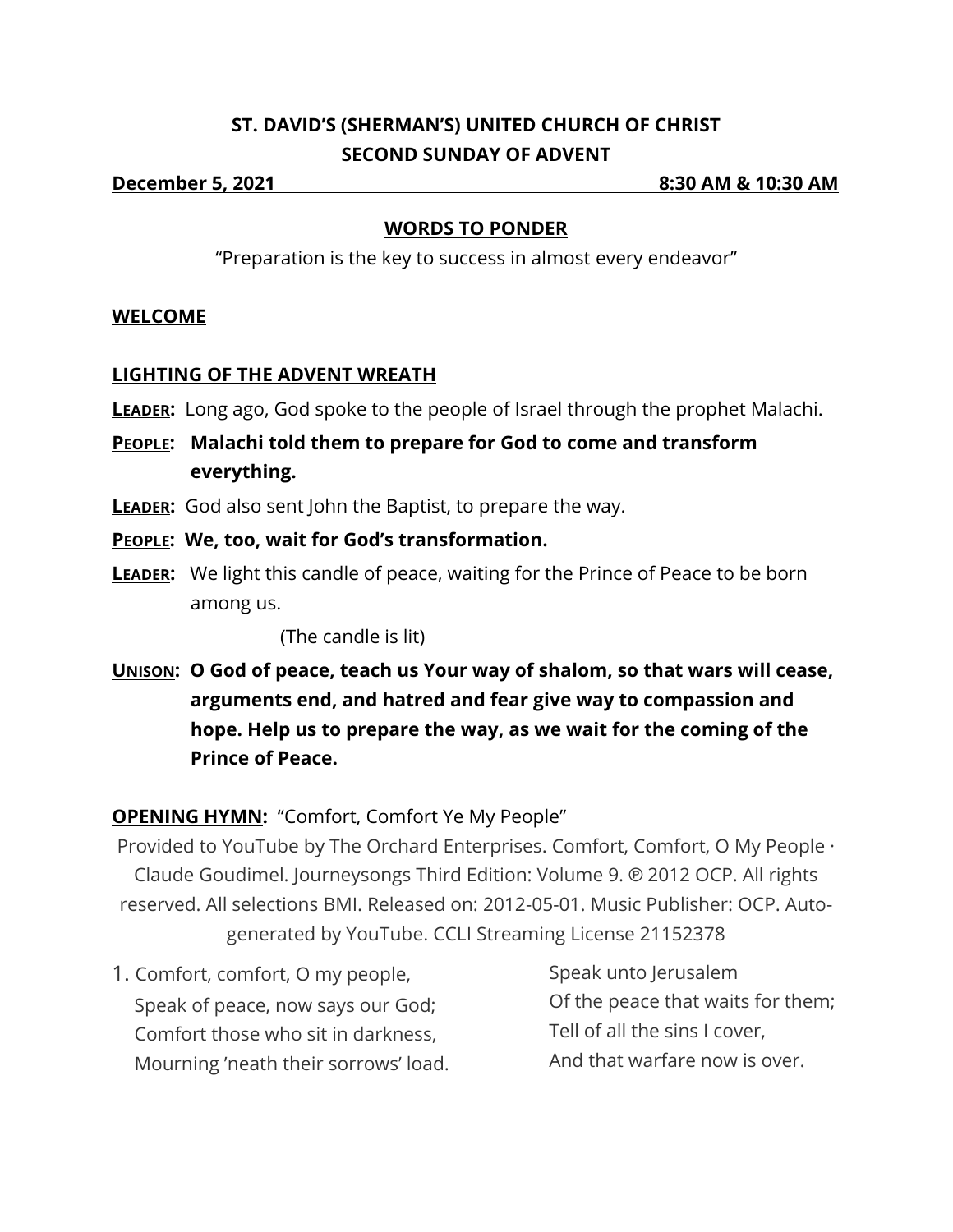# ST. DAVID'S (SHERMAN'S) UNITED CHURCH OF CHRIST
## SECOND SUNDAY OF ADVENT

**December 5, 2021 — 8:30 AM & 10:30 AM**

### WORDS TO PONDER

"Preparation is the key to success in almost every endeavor"

### WELCOME

### LIGHTING OF THE ADVENT WREATH

**LEADER:** Long ago, God spoke to the people of Israel through the prophet Malachi.

**PEOPLE: Malachi told them to prepare for God to come and transform everything.**

**LEADER:** God also sent John the Baptist, to prepare the way.

**PEOPLE: We, too, wait for God's transformation.**

**LEADER:** We light this candle of peace, waiting for the Prince of Peace to be born among us.

(The candle is lit)

**UNISON: O God of peace, teach us Your way of shalom, so that wars will cease, arguments end, and hatred and fear give way to compassion and hope. Help us to prepare the way, as we wait for the coming of the Prince of Peace.**

### OPENING HYMN: "Comfort, Comfort Ye My People"

Provided to YouTube by The Orchard Enterprises. Comfort, Comfort, O My People · Claude Goudimel. Journeysongs Third Edition: Volume 9. ℗ 2012 OCP. All rights reserved. All selections BMI. Released on: 2012-05-01. Music Publisher: OCP. Auto-generated by YouTube. CCLI Streaming License 21152378

1. Comfort, comfort, O my people,
   Speak of peace, now says our God;
   Comfort those who sit in darkness,
   Mourning 'neath their sorrows' load.
   Speak unto Jerusalem
   Of the peace that waits for them;
   Tell of all the sins I cover,
   And that warfare now is over.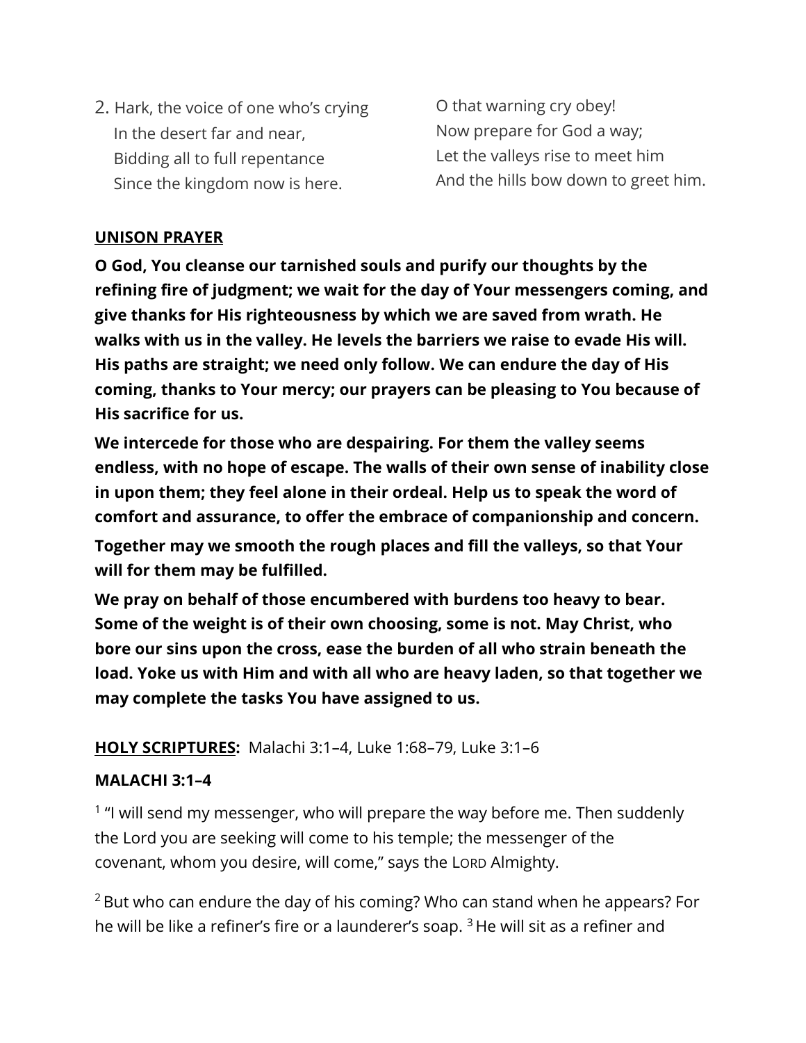2. Hark, the voice of one who's crying
In the desert far and near,
Bidding all to full repentance
Since the kingdom now is here.
O that warning cry obey!
Now prepare for God a way;
Let the valleys rise to meet him
And the hills bow down to greet him.

**UNISON PRAYER**

**O God, You cleanse our tarnished souls and purify our thoughts by the refining fire of judgment; we wait for the day of Your messengers coming, and give thanks for His righteousness by which we are saved from wrath. He walks with us in the valley. He levels the barriers we raise to evade His will. His paths are straight; we need only follow. We can endure the day of His coming, thanks to Your mercy; our prayers can be pleasing to You because of His sacrifice for us.**

**We intercede for those who are despairing. For them the valley seems endless, with no hope of escape. The walls of their own sense of inability close in upon them; they feel alone in their ordeal. Help us to speak the word of comfort and assurance, to offer the embrace of companionship and concern.**

**Together may we smooth the rough places and fill the valleys, so that Your will for them may be fulfilled.**

**We pray on behalf of those encumbered with burdens too heavy to bear. Some of the weight is of their own choosing, some is not. May Christ, who bore our sins upon the cross, ease the burden of all who strain beneath the load. Yoke us with Him and with all who are heavy laden, so that together we may complete the tasks You have assigned to us.**

**HOLY SCRIPTURES:** Malachi 3:1–4, Luke 1:68–79, Luke 3:1–6

**MALACHI 3:1–4**

[1] "I will send my messenger, who will prepare the way before me. Then suddenly the Lord you are seeking will come to his temple; the messenger of the covenant, whom you desire, will come," says the LORD Almighty.

[2] But who can endure the day of his coming? Who can stand when he appears? For he will be like a refiner's fire or a launderer's soap. [3] He will sit as a refiner and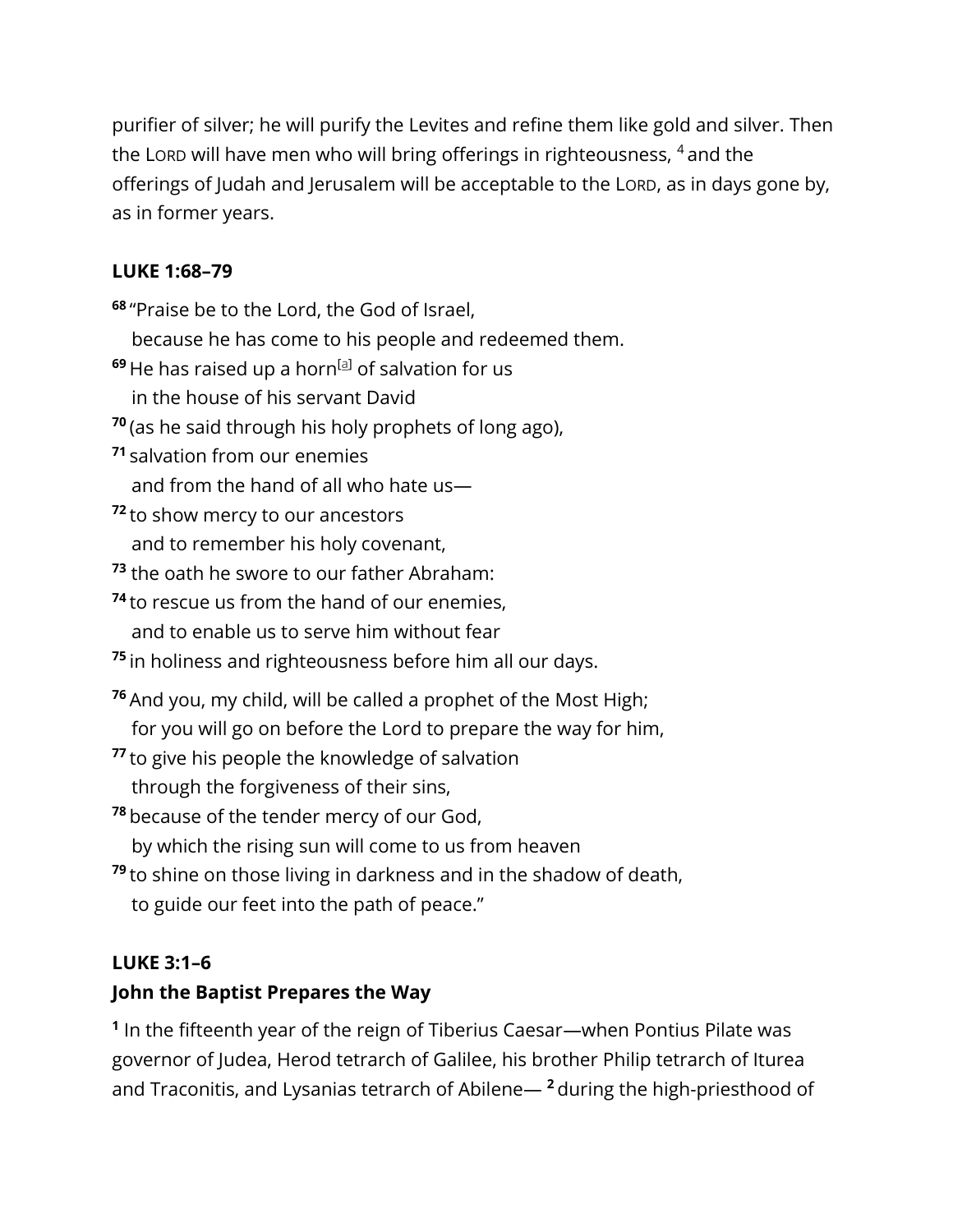purifier of silver; he will purify the Levites and refine them like gold and silver. Then the LORD will have men who will bring offerings in righteousness, 4 and the offerings of Judah and Jerusalem will be acceptable to the LORD, as in days gone by, as in former years.

### LUKE 1:68–79

**68** "Praise be to the Lord, the God of Israel,
  because he has come to his people and redeemed them.
**69** He has raised up a horn[a] of salvation for us
  in the house of his servant David
**70** (as he said through his holy prophets of long ago),
**71** salvation from our enemies
  and from the hand of all who hate us—
**72** to show mercy to our ancestors
  and to remember his holy covenant,
**73** the oath he swore to our father Abraham:
**74** to rescue us from the hand of our enemies,
  and to enable us to serve him without fear
**75** in holiness and righteousness before him all our days.

**76** And you, my child, will be called a prophet of the Most High;
  for you will go on before the Lord to prepare the way for him,
**77** to give his people the knowledge of salvation
  through the forgiveness of their sins,
**78** because of the tender mercy of our God,
  by which the rising sun will come to us from heaven
**79** to shine on those living in darkness and in the shadow of death,
  to guide our feet into the path of peace."

### LUKE 3:1–6
### John the Baptist Prepares the Way

**1** In the fifteenth year of the reign of Tiberius Caesar—when Pontius Pilate was governor of Judea, Herod tetrarch of Galilee, his brother Philip tetrarch of Iturea and Traconitis, and Lysanias tetrarch of Abilene— **2** during the high-priesthood of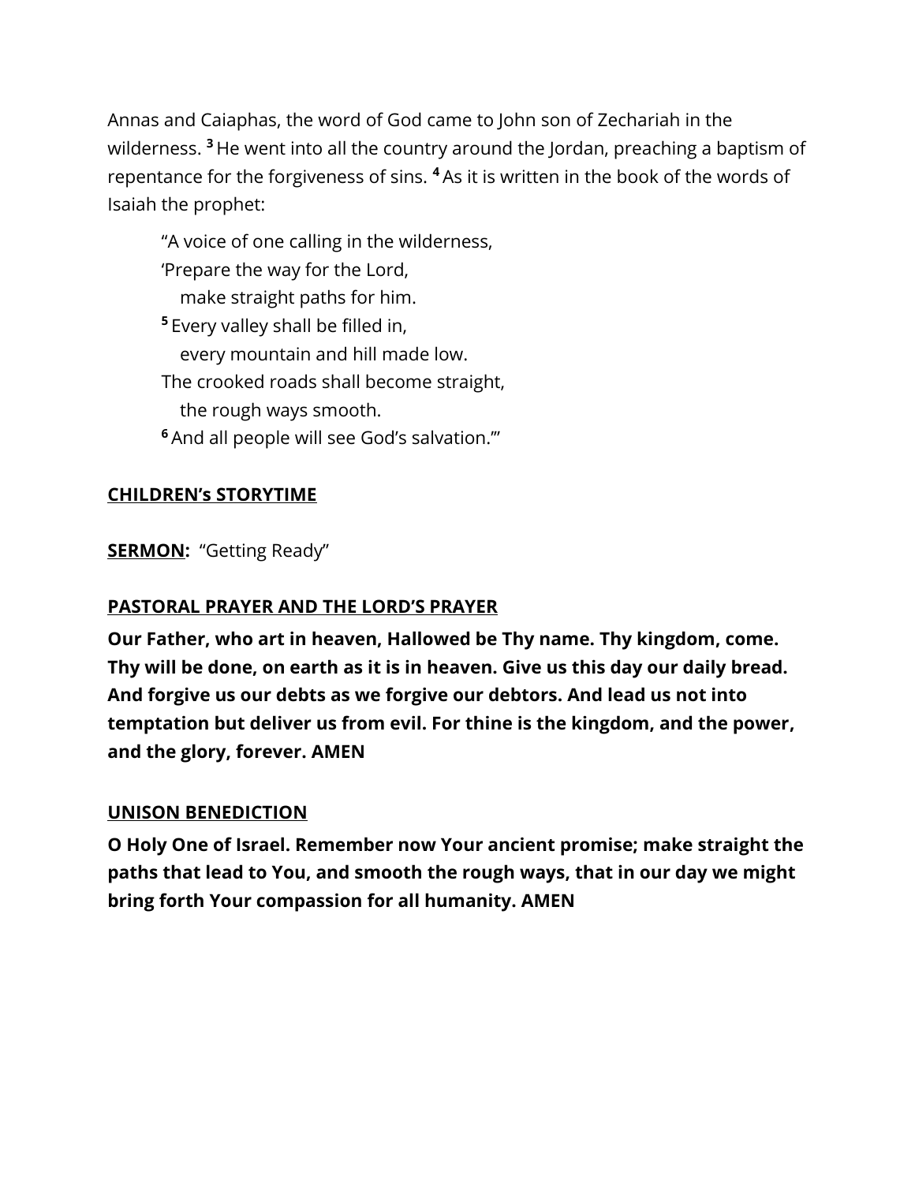Annas and Caiaphas, the word of God came to John son of Zechariah in the wilderness. [3] He went into all the country around the Jordan, preaching a baptism of repentance for the forgiveness of sins. [4] As it is written in the book of the words of Isaiah the prophet:

> "A voice of one calling in the wilderness,
> 'Prepare the way for the Lord,
> make straight paths for him.
> [5] Every valley shall be filled in,
> every mountain and hill made low.
> The crooked roads shall become straight,
> the rough ways smooth.
> [6] And all people will see God's salvation.'"

**CHILDREN's STORYTIME**

**SERMON:** "Getting Ready"

**PASTORAL PRAYER AND THE LORD'S PRAYER**

**Our Father, who art in heaven, Hallowed be Thy name. Thy kingdom, come. Thy will be done, on earth as it is in heaven. Give us this day our daily bread. And forgive us our debts as we forgive our debtors. And lead us not into temptation but deliver us from evil. For thine is the kingdom, and the power, and the glory, forever. AMEN**

**UNISON BENEDICTION**

**O Holy One of Israel. Remember now Your ancient promise; make straight the paths that lead to You, and smooth the rough ways, that in our day we might bring forth Your compassion for all humanity. AMEN**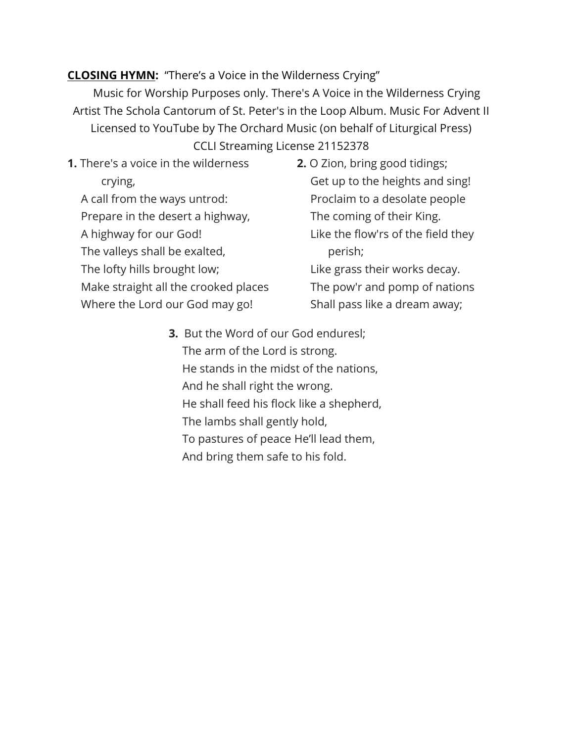**<u>CLOSING HYMN</u>:** "There's a Voice in the Wilderness Crying"

Music for Worship Purposes only. There's A Voice in the Wilderness Crying Artist The Schola Cantorum of St. Peter's in the Loop Album. Music For Advent II Licensed to YouTube by The Orchard Music (on behalf of Liturgical Press) CCLI Streaming License 21152378

**1.** There's a voice in the wilderness crying,
A call from the ways untrod:
Prepare in the desert a highway,
A highway for our God!
The valleys shall be exalted,
The lofty hills brought low;
Make straight all the crooked places
Where the Lord our God may go!

**2.** O Zion, bring good tidings;
Get up to the heights and sing!
Proclaim to a desolate people
The coming of their King.
Like the flow'rs of the field they perish;
Like grass their works decay.
The pow'r and pomp of nations
Shall pass like a dream away;

**3.** But the Word of our God enduresl;
The arm of the Lord is strong.
He stands in the midst of the nations,
And he shall right the wrong.
He shall feed his flock like a shepherd,
The lambs shall gently hold,
To pastures of peace He'll lead them,
And bring them safe to his fold.